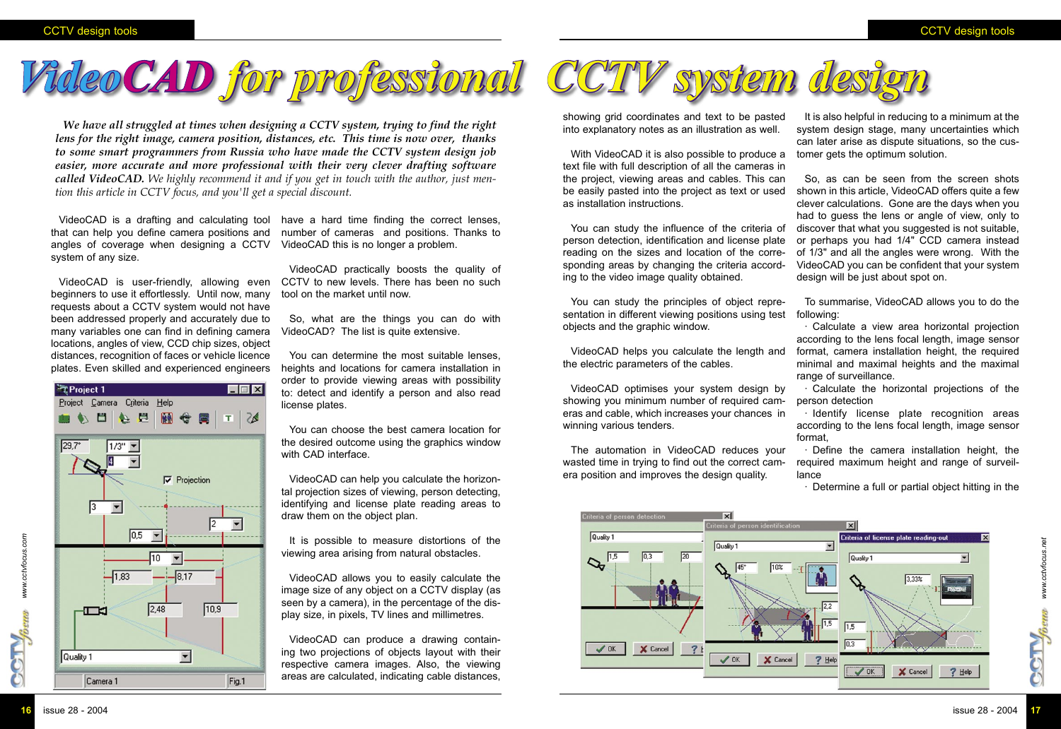# VideoCAD for professional CCTV system design

*We have all struggled at times when designing a CCTV system, trying to find the right lens for the right image, camera position, distances, etc. This time is now over, thanks to some smart programmers from Russia who have made the CCTV system design job easier, more accurate and more professional with their very clever drafting software called VideoCAD. We highly recommend it and if you get in touch with the author, just mention this article in CCTV focus, and you'll get a special discount.*

VideoCAD is a drafting and calculating tool that can help you define camera positions and angles of coverage when designing a CCTV system of any size.

VideoCAD is user-friendly, allowing even beginners to use it effortlessly. Until now, many requests about a CCTV system would not have been addressed properly and accurately due to many variables one can find in defining camera locations, angles of view, CCD chip sizes, object distances, recognition of faces or vehicle licence plates. Even skilled and experienced engineers have a hard time finding the correct lenses, number of cameras and positions. Thanks to VideoCAD this is no longer a problem.

VideoCAD practically boosts the quality of CCTV to new levels. There has been no such tool on the market until now.

So, what are the things you can do with VideoCAD? The list is quite extensive.

You can determine the most suitable lenses, heights and locations for camera installation in order to provide viewing areas with possibility to: detect and identify a person and also read license plates.

You can choose the best camera location for the desired outcome using the graphics window with CAD interface.

VideoCAD can help you calculate the horizontal projection sizes of viewing, person detecting, identifying and license plate reading areas to draw them on the object plan.

It is possible to measure distortions of the viewing area arising from natural obstacles.

VideoCAD allows you to easily calculate the image size of any object on a CCTV display (as seen by a camera), in the percentage of the display size, in pixels, TV lines and millimetres.

VideoCAD can produce a drawing containing two projections of objects layout with their respective camera images. Also, the viewing areas are calculated, indicating cable distances, showing grid coordinates and text to be pasted into explanatory notes as an illustration as well.

With VideoCAD it is also possible to produce a text file with full description of all the cameras in the project, viewing areas and cables. This can be easily pasted into the project as text or used as installation instructions.

You can study the influence of the criteria of person detection, identification and license plate reading on the sizes and location of the corresponding areas by changing the criteria according to the video image quality obtained.

You can study the principles of object representation in different viewing positions using test objects and the graphic window.

VideoCAD helps you calculate the length and the electric parameters of the cables.

VideoCAD optimises your system design by showing you minimum number of required cameras and cable, which increases your chances in winning various tenders.

The automation in VideoCAD reduces your wasted time in trying to find out the correct camera position and improves the design quality.

It is also helpful in reducing to a minimum at the system design stage, many uncertainties which can later arise as dispute situations, so the customer gets the optimum solution.

So, as can be seen from the screen shots shown in this article, VideoCAD offers quite a few clever calculations. Gone are the days when you had to guess the lens or angle of view, only to discover that what you suggested is not suitable, or perhaps you had 1/4" CCD camera instead of 1/3" and all the angles were wrong. With the VideoCAD you can be confident that your system design will be just about spot on.

To summarise, VideoCAD allows you to do the following:

- Calculate a view area horizontal projection according to the lens focal length, image sensor format, camera installation height, the required minimal and maximal heights and the maximal range of surveillance.
- Calculate the horizontal projections of the person detection
- Identify license plate recognition areas according to the lens focal length, image sensor format,
- Define the camera installation height, the required maximum height and range of surveillance
- Determine a full or partial object hitting in the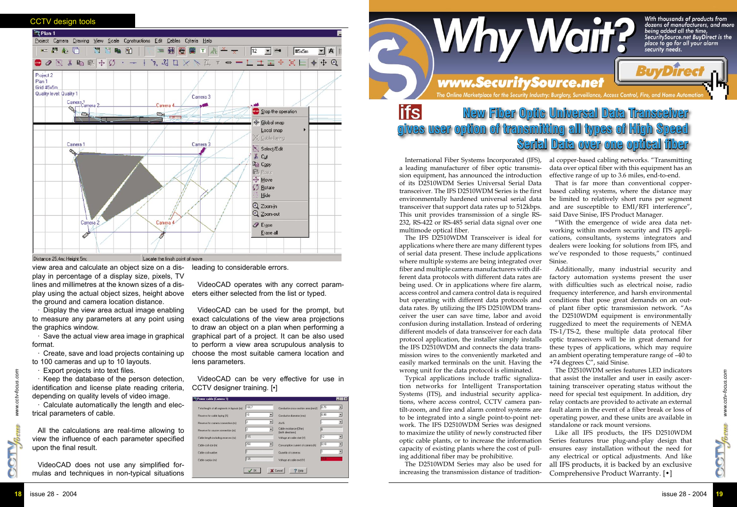## CCTV design tools

view area and calculate an object size on a display in percentage of a display size, pixels, TV lines and millimetres at the known sizes of a display using the actual object sizes, height above the ground and camera location distance.

· Display the view area actual image enabling to measure any parameters at any point using the graphics window.

· Save the actual view area image in graphical format.

· Create, save and load projects containing up to 100 cameras and up to 10 layouts.

· Export projects into text files.

· Keep the database of the person detection, identification and license plate reading criteria, depending on quality levels of video image.

· Calculate automatically the length and electrical parameters of cable.

All the calculations are real-time allowing to view the influence of each parameter specified upon the final result.

VideoCAD does not use any simplified formulas and techniques in non-typical situations leading to considerable errors.

VideoCAD operates with any correct parameters either selected from the list or typed.

VideoCAD can be used for the prompt, but exact calculations of the view area projections to draw an object on a plan when performing a graphical part of a project. It can be also used to perform a view area scrupulous analysis to choose the most suitable camera location and lens parameters.

VideoCAD can be very effective for use in CCTV designer training. [•]

# Why Wait?

With thousands of products from dozens of manufacturers, and more being added all the time, SecuritySource.net BuyDirect is the place to go for all your alarm security needs.

www.SecuritySource.net — BuyDirect

The Online Marketplace for the Security Industry: Burglary, Surveillance, Access Control, Fire, and Home Automation

# New Fiber Optic Universal Data Transceiver gives user option of transmitting all types of High Speed Serial Data over one optical fiber

International Fiber Systems Incorporated (IFS), a leading manufacturer of fiber optic transmission equipment, has announced the introduction of its D2510WDM Series Universal Serial Data transceiver. The IFS D2510WDM Series is the first environmentally hardened universal serial data transceiver that support data rates up to 512kbps. This unit provides transmission of a single RS-232, RS-422 or RS-485 serial data signal over one multimode optical fiber.

The IFS D2510WDM Transceiver is ideal for applications where there are many different types of serial data present. These include applications where multiple systems are being integrated over fiber and multiple camera manufacturers with different data protocols with different data rates are being used. Or in applications where fire alarm, access control and camera control data is required but operating with different data protocols and data rates. By utilizing the IFS D2510WDM transceiver the user can save time, labor and avoid confusion during installation. Instead of ordering different models of data transceiver for each data protocol application, the installer simply installs the IFS D2510WDM and connects the data transmission wires to the conveniently marketed and easily marked terminals on the unit. Having the wrong unit for the data protocol is eliminated.

Typical applications include traffic signalization networks for Intelligent Transportation Systems (ITS), and industrial security applications, where access control, CCTV camera pan-tilt-zoom, and fire and alarm control systems are to be integrated into a single point-to-point network. The IFS D2510WDM Series was designed to maximize the utility of newly constructed fiber optic cable plants, or to increase the information capacity of existing plants where the cost of pulling additional fiber may be prohibitive.

The D2510WDM Series may also be used for increasing the transmission distance of traditional copper-based cabling networks. “Transmitting data over optical fiber with this equipment has an effective range of up to 3.6 miles, end-to-end.

That is far more than conventional copper-based cabling systems, where the distance may be limited to relatively short runs per segment and are susceptible to EMI/RFI interference”, said Dave Sinise, IFS Product Manager.

“With the emergence of wide area data networking within modern security and ITS applications, consultants, systems integrators and dealers were looking for solutions from IFS, and we’ve responded to those requests,” continued Sinise.

Additionally, many industrial security and factory automation systems present the user with difficulties such as electrical noise, radio frequency interference, and harsh environmental conditions that pose great demands on an out-of plant fiber optic transmission network. “As the D2510WDM equipment is environmentally ruggedized to meet the requirements of NEMA TS-1/TS-2, these multiple data protocol fiber optic transceivers will be in great demand for these types of applications, which may require an ambient operating temperature range of –40 to +74 degrees C”, said Sinise.

The D2510WDM series features LED indicators that assist the installer and user in easily ascertaining transceiver operating status without the need for special test equipment. In addition, dry relay contacts are provided to activate an external fault alarm in the event of a fiber break or loss of operating power, and these units are available in standalone or rack mount versions.

Like all IFS products, the IFS D2510WDM Series feature true plug-and-play design that ensures easy installation without the need for any electrical or optical adjustments. And like all IFS products, it is backed by an exclusive Comprehensive Product Warranty. [•]